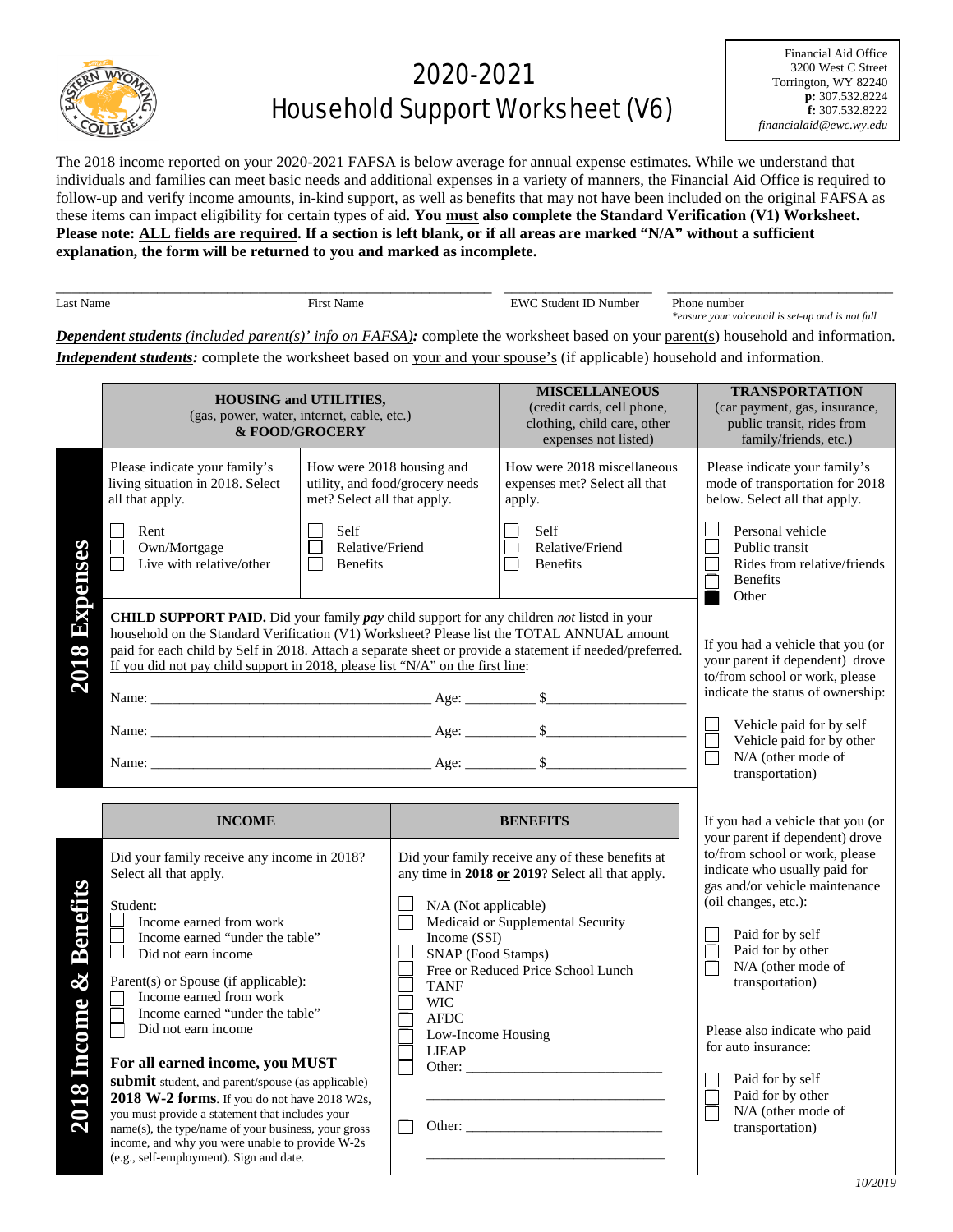# 2020-2021 Household Support Worksheet (V6)

Financial Aid Office
3200 West C Street
Torrington, WY 82240
**p:** 307.532.8224
**f:** 307.532.8222
*financialaid@ewc.wy.edu*

The 2018 income reported on your 2020-2021 FAFSA is below average for annual expense estimates. While we understand that individuals and families can meet basic needs and additional expenses in a variety of manners, the Financial Aid Office is required to follow-up and verify income amounts, in-kind support, as well as benefits that may not have been included on the original FAFSA as these items can impact eligibility for certain types of aid. **You must also complete the Standard Verification (V1) Worksheet. Please note: ALL fields are required. If a section is left blank, or if all areas are marked "N/A" without a sufficient explanation, the form will be returned to you and marked as incomplete.**

______________________________ ______________________________ ______________________ ______________________
Last Name | First Name | EWC Student ID Number | Phone number
*\*ensure your voicemail is set-up and is not full*

***Dependent students** (included parent(s)' info on FAFSA):* complete the worksheet based on your parent(s) household and information.
***Independent students:*** complete the worksheet based on your and your spouse's (if applicable) household and information.

## 2018 Expenses

### HOUSING and UTILITIES, (gas, power, water, internet, cable, etc.) & FOOD/GROCERY

Please indicate your family's living situation in 2018. Select all that apply.

- ☐ Rent
- ☐ Own/Mortgage
- ☐ Live with relative/other

How were 2018 housing and utility, and food/grocery needs met? Select all that apply.

- ☐ Self
- ☐ Relative/Friend
- ☐ Benefits

### MISCELLANEOUS (credit cards, cell phone, clothing, child care, other expenses not listed)

How were 2018 miscellaneous expenses met? Select all that apply.

- ☐ Self
- ☐ Relative/Friend
- ☐ Benefits

### TRANSPORTATION (car payment, gas, insurance, public transit, rides from family/friends, etc.)

Please indicate your family's mode of transportation for 2018 below. Select all that apply.

- ☐ Personal vehicle
- ☐ Public transit
- ☐ Rides from relative/friends
- ☐ Benefits
- ☒ Other

If you had a vehicle that you (or your parent if dependent) drove to/from school or work, please indicate the status of ownership:

- ☐ Vehicle paid for by self
- ☐ Vehicle paid for by other
- ☐ N/A (other mode of transportation)

If you had a vehicle that you (or your parent if dependent) drove to/from school or work, please indicate who usually paid for gas and/or vehicle maintenance (oil changes, etc.):

- ☐ Paid for by self
- ☐ Paid for by other
- ☐ N/A (other mode of transportation)

Please also indicate who paid for auto insurance:

- ☐ Paid for by self
- ☐ Paid for by other
- ☐ N/A (other mode of transportation)

### CHILD SUPPORT PAID

**CHILD SUPPORT PAID.** Did your family ***pay*** child support for any children *not* listed in your household on the Standard Verification (V1) Worksheet? Please list the TOTAL ANNUAL amount paid for each child by Self in 2018. Attach a separate sheet or provide a statement if needed/preferred. If you did not pay child support in 2018, please list "N/A" on the first line:

Name: ______________________________ Age: ________ $__________________

Name: ______________________________ Age: ________ $__________________

Name: ______________________________ Age: ________ $__________________

## 2018 Income & Benefits

### INCOME

Did your family receive any income in 2018? Select all that apply.

Student:

- ☐ Income earned from work
- ☐ Income earned "under the table"
- ☐ Did not earn income

Parent(s) or Spouse (if applicable):

- ☐ Income earned from work
- ☐ Income earned "under the table"
- ☐ Did not earn income

**For all earned income, you MUST submit** student, and parent/spouse (as applicable) **2018 W-2 forms**. If you do not have 2018 W2s, you must provide a statement that includes your name(s), the type/name of your business, your gross income, and why you were unable to provide W-2s (e.g., self-employment). Sign and date.

### BENEFITS

Did your family receive any of these benefits at any time in **2018 or 2019**? Select all that apply.

- ☐ N/A (Not applicable)
- ☐ Medicaid or Supplemental Security Income (SSI)
- ☐ SNAP (Food Stamps)
- ☐ Free or Reduced Price School Lunch
- ☐ TANF
- ☐ WIC
- ☐ AFDC
- ☐ Low-Income Housing
- ☐ LIEAP
- ☐ Other: ____________________________
  ____________________________
- ☐ Other: ____________________________
  ____________________________

*10/2019*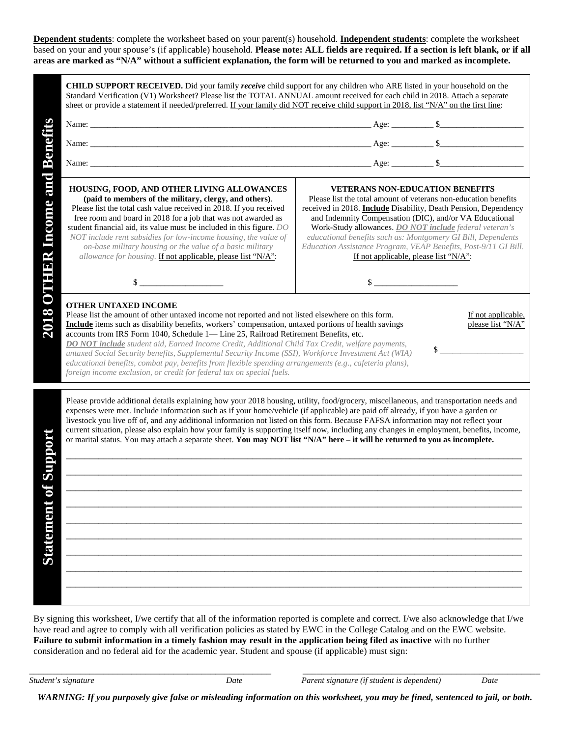**Dependent students**: complete the worksheet based on your parent(s) household. **Independent students**: complete the worksheet based on your and your spouse's (if applicable) household. **Please note: ALL fields are required. If a section is left blank, or if all areas are marked as "N/A" without a sufficient explanation, the form will be returned to you and marked as incomplete.**

## 2018 OTHER Income and Benefits

**CHILD SUPPORT RECEIVED.** Did your family ***receive*** child support for any children who ARE listed in your household on the Standard Verification (V1) Worksheet? Please list the TOTAL ANNUAL amount received for each child in 2018. Attach a separate sheet or provide a statement if needed/preferred. If your family did NOT receive child support in 2018, list "N/A" on the first line:

Name: ______________________________ Age: __________ $____________________

Name: ______________________________ Age: __________ $____________________

Name: ______________________________ Age: __________ $____________________

**HOUSING, FOOD, AND OTHER LIVING ALLOWANCES (paid to members of the military, clergy, and others)**. Please list the total cash value received in 2018. If you received free room and board in 2018 for a job that was not awarded as student financial aid, its value must be included in this figure. *DO NOT include rent subsidies for low-income housing, the value of on-base military housing or the value of a basic military allowance for housing.* If not applicable, please list "N/A":

$ ____________________

**VETERANS NON-EDUCATION BENEFITS**
Please list the total amount of veterans non-education benefits received in 2018. **Include** Disability, Death Pension, Dependency and Indemnity Compensation (DIC), and/or VA Educational Work-Study allowances. ***DO NOT include*** *federal veteran's educational benefits such as: Montgomery GI Bill, Dependents Education Assistance Program, VEAP Benefits, Post-9/11 GI Bill.* If not applicable, please list "N/A":

$ ____________________

**OTHER UNTAXED INCOME**
Please list the amount of other untaxed income not reported and not listed elsewhere on this form. **Include** items such as disability benefits, workers' compensation, untaxed portions of health savings accounts from IRS Form 1040, Schedule 1— Line 25, Railroad Retirement Benefits, etc.
***DO NOT include*** *student aid, Earned Income Credit, Additional Child Tax Credit, welfare payments, untaxed Social Security benefits, Supplemental Security Income (SSI), Workforce Investment Act (WIA) educational benefits, combat pay, benefits from flexible spending arrangements (e.g., cafeteria plans), foreign income exclusion, or credit for federal tax on special fuels.*

If not applicable, please list "N/A"

$ ____________________

## Statement of Support

Please provide additional details explaining how your 2018 housing, utility, food/grocery, miscellaneous, and transportation needs and expenses were met. Include information such as if your home/vehicle (if applicable) are paid off already, if you have a garden or livestock you live off of, and any additional information not listed on this form. Because FAFSA information may not reflect your current situation, please also explain how your family is supporting itself now, including any changes in employment, benefits, income, or marital status. You may attach a separate sheet. **You may NOT list "N/A" here – it will be returned to you as incomplete.**

________________________________________________________________________________

________________________________________________________________________________

________________________________________________________________________________

________________________________________________________________________________

________________________________________________________________________________

________________________________________________________________________________

________________________________________________________________________________

________________________________________________________________________________

________________________________________________________________________________

By signing this worksheet, I/we certify that all of the information reported is complete and correct. I/we also acknowledge that I/we have read and agree to comply with all verification policies as stated by EWC in the College Catalog and on the EWC website. **Failure to submit information in a timely fashion may result in the application being filed as inactive** with no further consideration and no federal aid for the academic year. Student and spouse (if applicable) must sign:

______________________________________________ ______________________________________________

*Student's signature* *Date* *Parent signature (if student is dependent)* *Date*

***WARNING: If you purposely give false or misleading information on this worksheet, you may be fined, sentenced to jail, or both.***